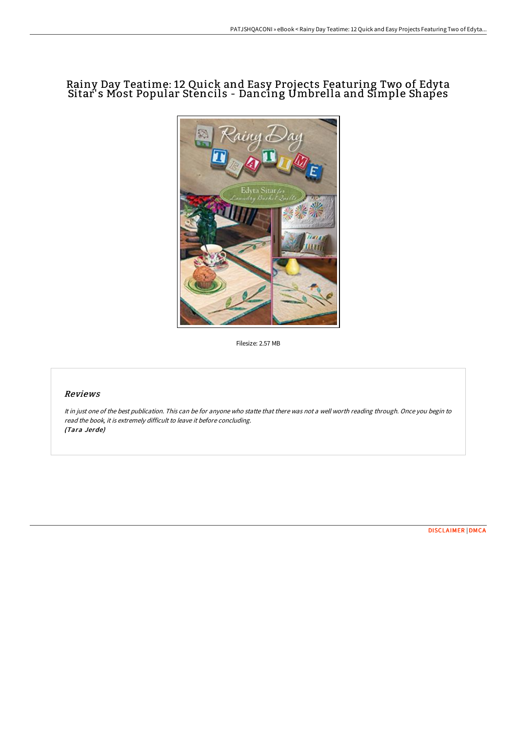# Rainy Day Teatime: 12 Quick and Easy Projects Featuring Two of Edyta Sitar's Most Popular Stencils - Dancing Umbrella and Simple Shapes

Filesize: 2.57 MB

## *Reviews*

*It in just one of the best publication. This can be for anyone who statte that there was not a well worth reading through. Once you begin to read the book, it is extremely difficult to leave it before concluding.*
*(Tara Jerde)*

DISCLAIMER | DMCA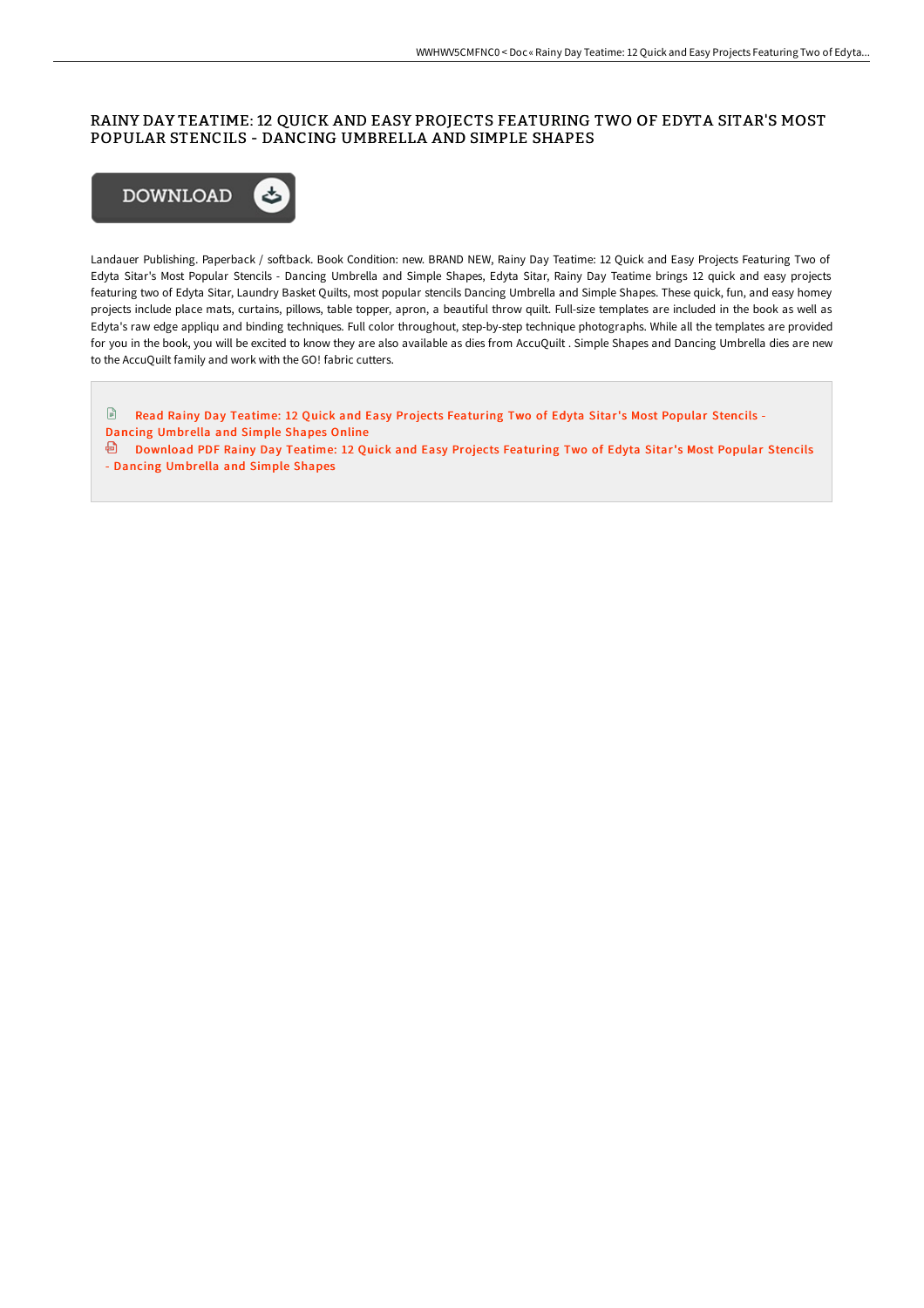# RAINY DAY TEATIME: 12 QUICK AND EASY PROJECTS FEATURING TWO OF EDYTA SITAR'S MOST POPULAR STENCILS - DANCING UMBRELLA AND SIMPLE SHAPES

DOWNLOAD

Landauer Publishing. Paperback / softback. Book Condition: new. BRAND NEW, Rainy Day Teatime: 12 Quick and Easy Projects Featuring Two of Edyta Sitar's Most Popular Stencils - Dancing Umbrella and Simple Shapes, Edyta Sitar, Rainy Day Teatime brings 12 quick and easy projects featuring two of Edyta Sitar, Laundry Basket Quilts, most popular stencils Dancing Umbrella and Simple Shapes. These quick, fun, and easy homey projects include place mats, curtains, pillows, table topper, apron, a beautiful throw quilt. Full-size templates are included in the book as well as Edyta's raw edge appliqu and binding techniques. Full color throughout, step-by-step technique photographs. While all the templates are provided for you in the book, you will be excited to know they are also available as dies from AccuQuilt . Simple Shapes and Dancing Umbrella dies are new to the AccuQuilt family and work with the GO! fabric cutters.

Read Rainy Day Teatime: 12 Quick and Easy Projects Featuring Two of Edyta Sitar's Most Popular Stencils - Dancing Umbrella and Simple Shapes Online

Download PDF Rainy Day Teatime: 12 Quick and Easy Projects Featuring Two of Edyta Sitar's Most Popular Stencils - Dancing Umbrella and Simple Shapes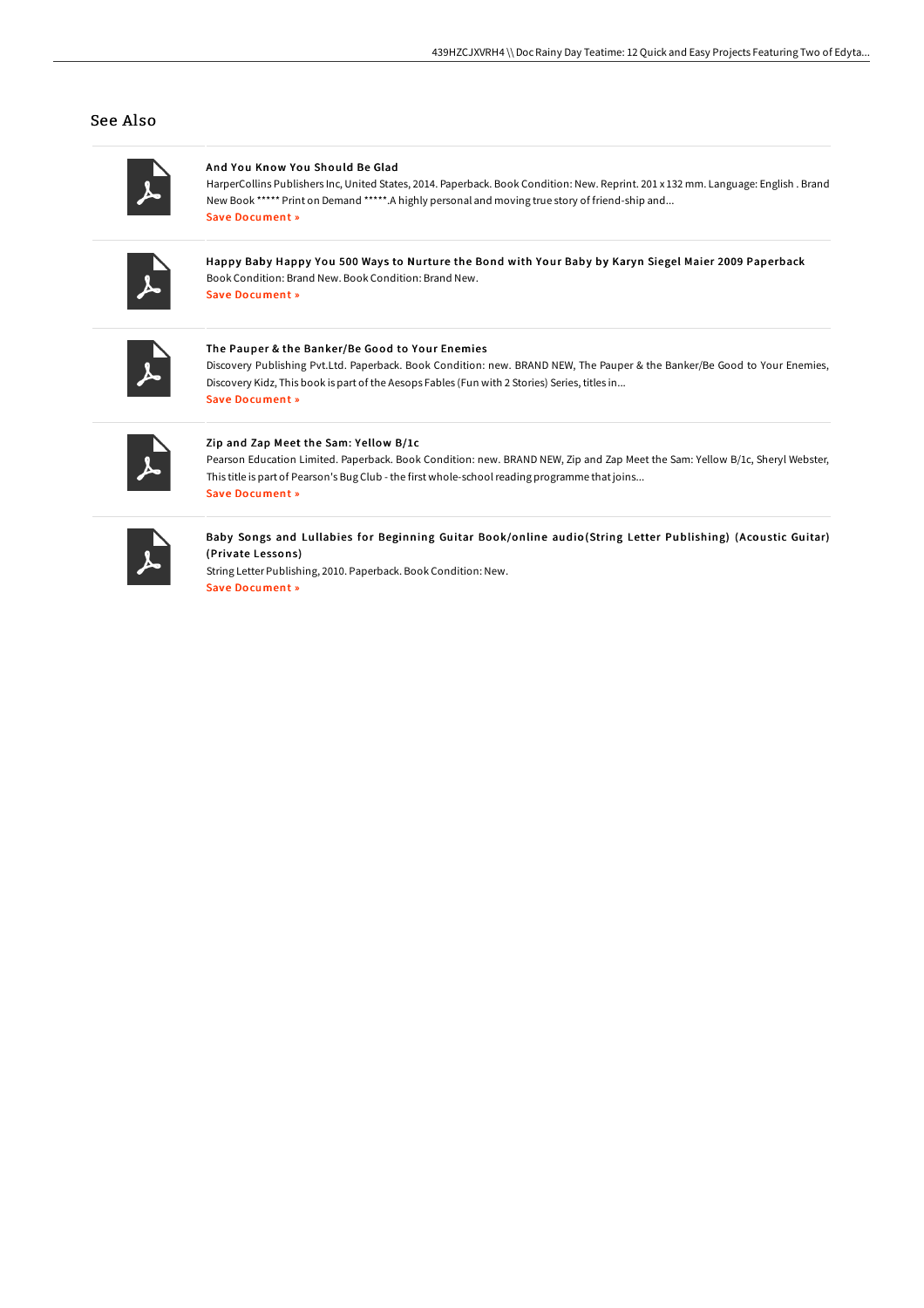## See Also

### And You Know You Should Be Glad

HarperCollins Publishers Inc, United States, 2014. Paperback. Book Condition: New. Reprint. 201 x 132 mm. Language: English . Brand New Book ***** Print on Demand *****.A highly personal and moving true story of friend-ship and...

Save Document »

### Happy Baby Happy You 500 Ways to Nurture the Bond with Your Baby by Karyn Siegel Maier 2009 Paperback

Book Condition: Brand New. Book Condition: Brand New.

Save Document »

### The Pauper & the Banker/Be Good to Your Enemies

Discovery Publishing Pvt.Ltd. Paperback. Book Condition: new. BRAND NEW, The Pauper & the Banker/Be Good to Your Enemies, Discovery Kidz, This book is part of the Aesops Fables (Fun with 2 Stories) Series, titles in...

Save Document »

### Zip and Zap Meet the Sam: Yellow B/1c

Pearson Education Limited. Paperback. Book Condition: new. BRAND NEW, Zip and Zap Meet the Sam: Yellow B/1c, Sheryl Webster, This title is part of Pearson's Bug Club - the first whole-school reading programme that joins...

Save Document »

### Baby Songs and Lullabies for Beginning Guitar Book/online audio(String Letter Publishing) (Acoustic Guitar) (Private Lessons)

String Letter Publishing, 2010. Paperback. Book Condition: New.

Save Document »